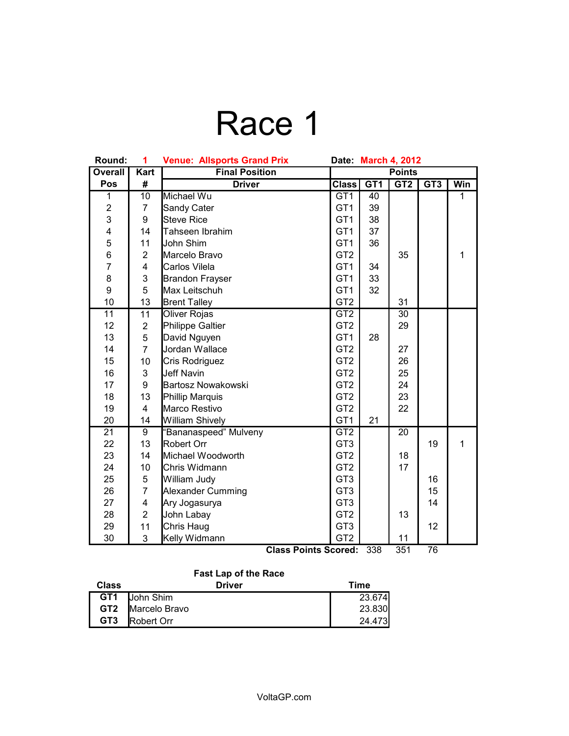# Race 1

**Round:** 1 **Venue: Allsports Grand Prix** **Date:** March 4, 2012

| Overall Pos | Kart # | Final Position Driver | Class | GT1 | GT2 | GT3 | Win |
|---|---|---|---|---|---|---|---|
| 1 | 10 | Michael Wu | GT1 | 40 | | | 1 |
| 2 | 7 | Sandy Cater | GT1 | 39 | | | |
| 3 | 9 | Steve Rice | GT1 | 38 | | | |
| 4 | 14 | Tahseen Ibrahim | GT1 | 37 | | | |
| 5 | 11 | John Shim | GT1 | 36 | | | |
| 6 | 2 | Marcelo Bravo | GT2 | | 35 | | 1 |
| 7 | 4 | Carlos Vilela | GT1 | 34 | | | |
| 8 | 3 | Brandon Frayser | GT1 | 33 | | | |
| 9 | 5 | Max Leitschuh | GT1 | 32 | | | |
| 10 | 13 | Brent Talley | GT2 | | 31 | | |
| 11 | 11 | Oliver Rojas | GT2 | | 30 | | |
| 12 | 2 | Philippe Galtier | GT2 | | 29 | | |
| 13 | 5 | David Nguyen | GT1 | 28 | | | |
| 14 | 7 | Jordan Wallace | GT2 | | 27 | | |
| 15 | 10 | Cris Rodriguez | GT2 | | 26 | | |
| 16 | 3 | Jeff Navin | GT2 | | 25 | | |
| 17 | 9 | Bartosz Nowakowski | GT2 | | 24 | | |
| 18 | 13 | Phillip Marquis | GT2 | | 23 | | |
| 19 | 4 | Marco Restivo | GT2 | | 22 | | |
| 20 | 14 | William Shively | GT1 | 21 | | | |
| 21 | 9 | "Bananaspeed" Mulveny | GT2 | | 20 | | |
| 22 | 13 | Robert Orr | GT3 | | | 19 | 1 |
| 23 | 14 | Michael Woodworth | GT2 | | 18 | | |
| 24 | 10 | Chris Widmann | GT2 | | 17 | | |
| 25 | 5 | William Judy | GT3 | | | 16 | |
| 26 | 7 | Alexander Cumming | GT3 | | | 15 | |
| 27 | 4 | Ary Jogasurya | GT3 | | | 14 | |
| 28 | 2 | John Labay | GT2 | | 13 | | |
| 29 | 11 | Chris Haug | GT3 | | | 12 | |
| 30 | 3 | Kelly Widmann | GT2 | | 11 | | |
| | | | **Class Points Scored:** | 338 | 351 | 76 | |

**Fast Lap of the Race**

| Class | Driver | Time |
|---|---|---|
| **GT1** | John Shim | 23.674 |
| **GT2** | Marcelo Bravo | 23.830 |
| **GT3** | Robert Orr | 24.473 |

VoltaGP.com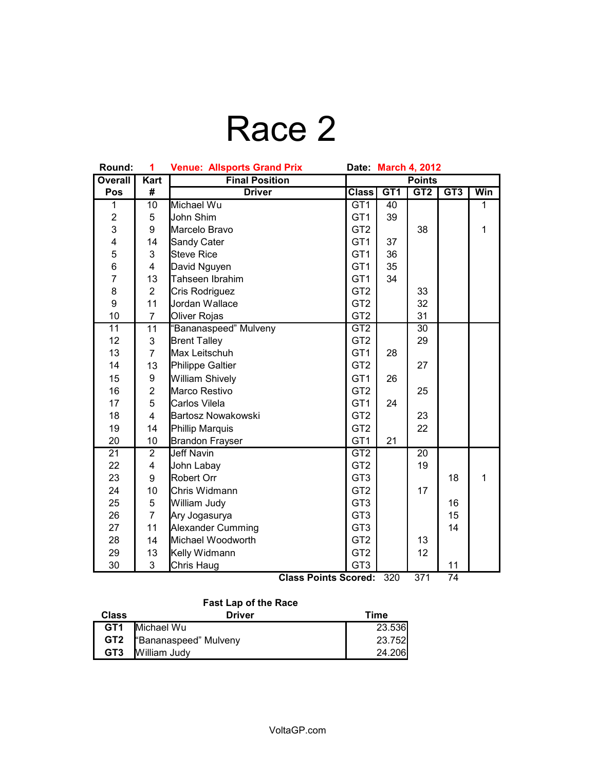# Race 2

**Round:** 1 **Venue: Allsports Grand Prix** **Date: March 4, 2012**

| Overall Pos | Kart # | Final Position Driver | Class | Points GT1 | GT2 | GT3 | Win |
|---|---|---|---|---|---|---|---|
| 1 | 10 | Michael Wu | GT1 | 40 | | | 1 |
| 2 | 5 | John Shim | GT1 | 39 | | | |
| 3 | 9 | Marcelo Bravo | GT2 | | 38 | | 1 |
| 4 | 14 | Sandy Cater | GT1 | 37 | | | |
| 5 | 3 | Steve Rice | GT1 | 36 | | | |
| 6 | 4 | David Nguyen | GT1 | 35 | | | |
| 7 | 13 | Tahseen Ibrahim | GT1 | 34 | | | |
| 8 | 2 | Cris Rodriguez | GT2 | | 33 | | |
| 9 | 11 | Jordan Wallace | GT2 | | 32 | | |
| 10 | 7 | Oliver Rojas | GT2 | | 31 | | |
| 11 | 11 | "Bananaspeed" Mulveny | GT2 | | 30 | | |
| 12 | 3 | Brent Talley | GT2 | | 29 | | |
| 13 | 7 | Max Leitschuh | GT1 | 28 | | | |
| 14 | 13 | Philippe Galtier | GT2 | | 27 | | |
| 15 | 9 | William Shively | GT1 | 26 | | | |
| 16 | 2 | Marco Restivo | GT2 | | 25 | | |
| 17 | 5 | Carlos Vilela | GT1 | 24 | | | |
| 18 | 4 | Bartosz Nowakowski | GT2 | | 23 | | |
| 19 | 14 | Phillip Marquis | GT2 | | 22 | | |
| 20 | 10 | Brandon Frayser | GT1 | 21 | | | |
| 21 | 2 | Jeff Navin | GT2 | | 20 | | |
| 22 | 4 | John Labay | GT2 | | 19 | | |
| 23 | 9 | Robert Orr | GT3 | | | 18 | 1 |
| 24 | 10 | Chris Widmann | GT2 | | 17 | | |
| 25 | 5 | William Judy | GT3 | | | 16 | |
| 26 | 7 | Ary Jogasurya | GT3 | | | 15 | |
| 27 | 11 | Alexander Cumming | GT3 | | | 14 | |
| 28 | 14 | Michael Woodworth | GT2 | | 13 | | |
| 29 | 13 | Kelly Widmann | GT2 | | 12 | | |
| 30 | 3 | Chris Haug | GT3 | | | 11 | |
| | | | **Class Points Scored:** | 320 | 371 | 74 | |

**Fast Lap of the Race**

| Class | Driver | Time |
|---|---|---|
| **GT1** | Michael Wu | 23.536 |
| **GT2** | "Bananaspeed" Mulveny | 23.752 |
| **GT3** | William Judy | 24.206 |

VoltaGP.com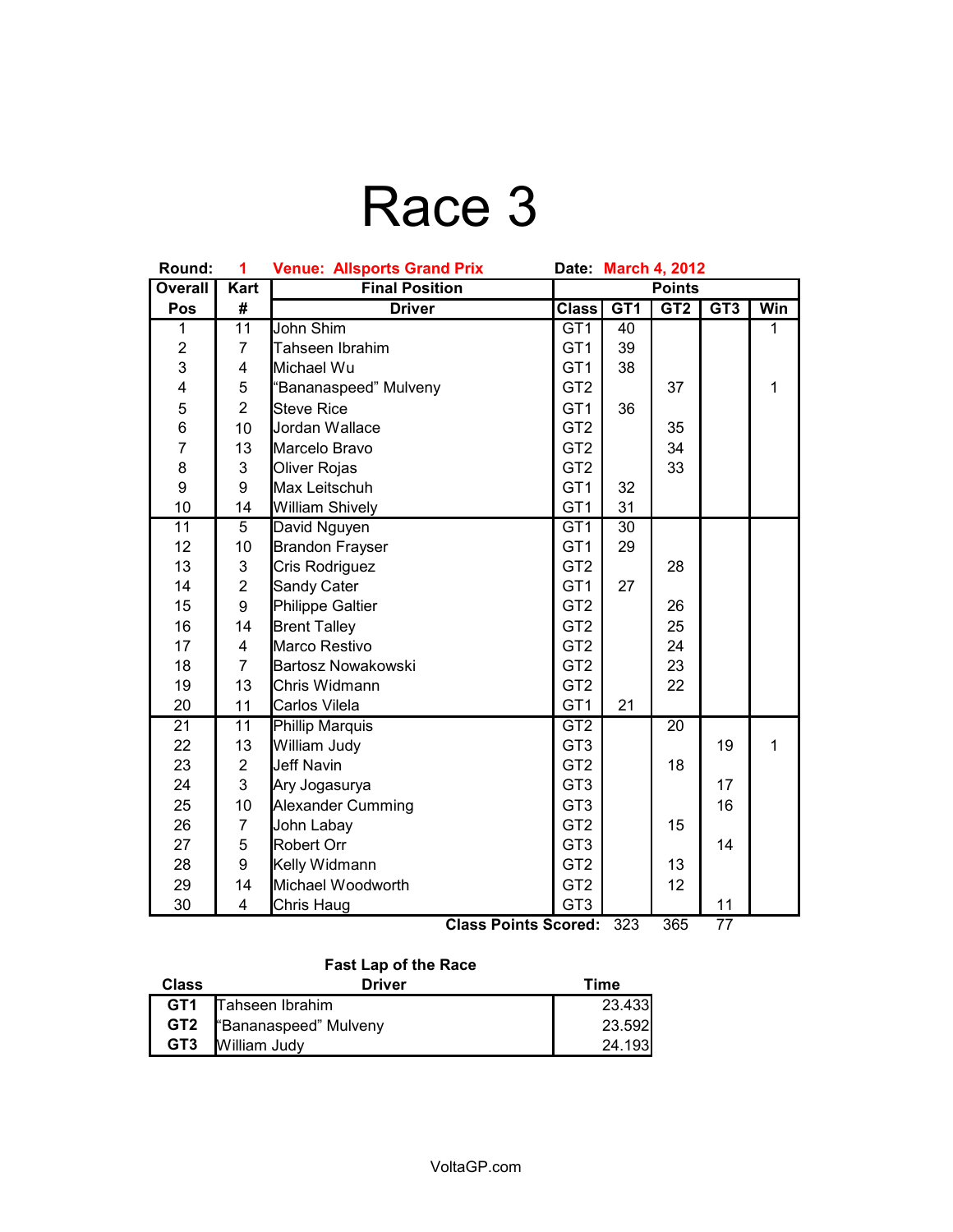# Race 3

**Round:** 1 **Venue: Allsports Grand Prix** **Date:** March 4, 2012

| Overall Pos | Kart # | Final Position Driver | Class | Points GT1 | GT2 | GT3 | Win |
|---|---|---|---|---|---|---|---|
| 1 | 11 | John Shim | GT1 | 40 | | | 1 |
| 2 | 7 | Tahseen Ibrahim | GT1 | 39 | | | |
| 3 | 4 | Michael Wu | GT1 | 38 | | | |
| 4 | 5 | "Bananaspeed" Mulveny | GT2 | | 37 | | 1 |
| 5 | 2 | Steve Rice | GT1 | 36 | | | |
| 6 | 10 | Jordan Wallace | GT2 | | 35 | | |
| 7 | 13 | Marcelo Bravo | GT2 | | 34 | | |
| 8 | 3 | Oliver Rojas | GT2 | | 33 | | |
| 9 | 9 | Max Leitschuh | GT1 | 32 | | | |
| 10 | 14 | William Shively | GT1 | 31 | | | |
| 11 | 5 | David Nguyen | GT1 | 30 | | | |
| 12 | 10 | Brandon Frayser | GT1 | 29 | | | |
| 13 | 3 | Cris Rodriguez | GT2 | | 28 | | |
| 14 | 2 | Sandy Cater | GT1 | 27 | | | |
| 15 | 9 | Philippe Galtier | GT2 | | 26 | | |
| 16 | 14 | Brent Talley | GT2 | | 25 | | |
| 17 | 4 | Marco Restivo | GT2 | | 24 | | |
| 18 | 7 | Bartosz Nowakowski | GT2 | | 23 | | |
| 19 | 13 | Chris Widmann | GT2 | | 22 | | |
| 20 | 11 | Carlos Vilela | GT1 | 21 | | | |
| 21 | 11 | Phillip Marquis | GT2 | | 20 | | |
| 22 | 13 | William Judy | GT3 | | | 19 | 1 |
| 23 | 2 | Jeff Navin | GT2 | | 18 | | |
| 24 | 3 | Ary Jogasurya | GT3 | | | 17 | |
| 25 | 10 | Alexander Cumming | GT3 | | | 16 | |
| 26 | 7 | John Labay | GT2 | | 15 | | |
| 27 | 5 | Robert Orr | GT3 | | | 14 | |
| 28 | 9 | Kelly Widmann | GT2 | | 13 | | |
| 29 | 14 | Michael Woodworth | GT2 | | 12 | | |
| 30 | 4 | Chris Haug | GT3 | | | 11 | |
| | | | **Class Points Scored:** | 323 | 365 | 77 | |

**Fast Lap of the Race**

| Class | Driver | Time |
|---|---|---|
| **GT1** | Tahseen Ibrahim | 23.433 |
| **GT2** | "Bananaspeed" Mulveny | 23.592 |
| **GT3** | William Judy | 24.193 |

VoltaGP.com